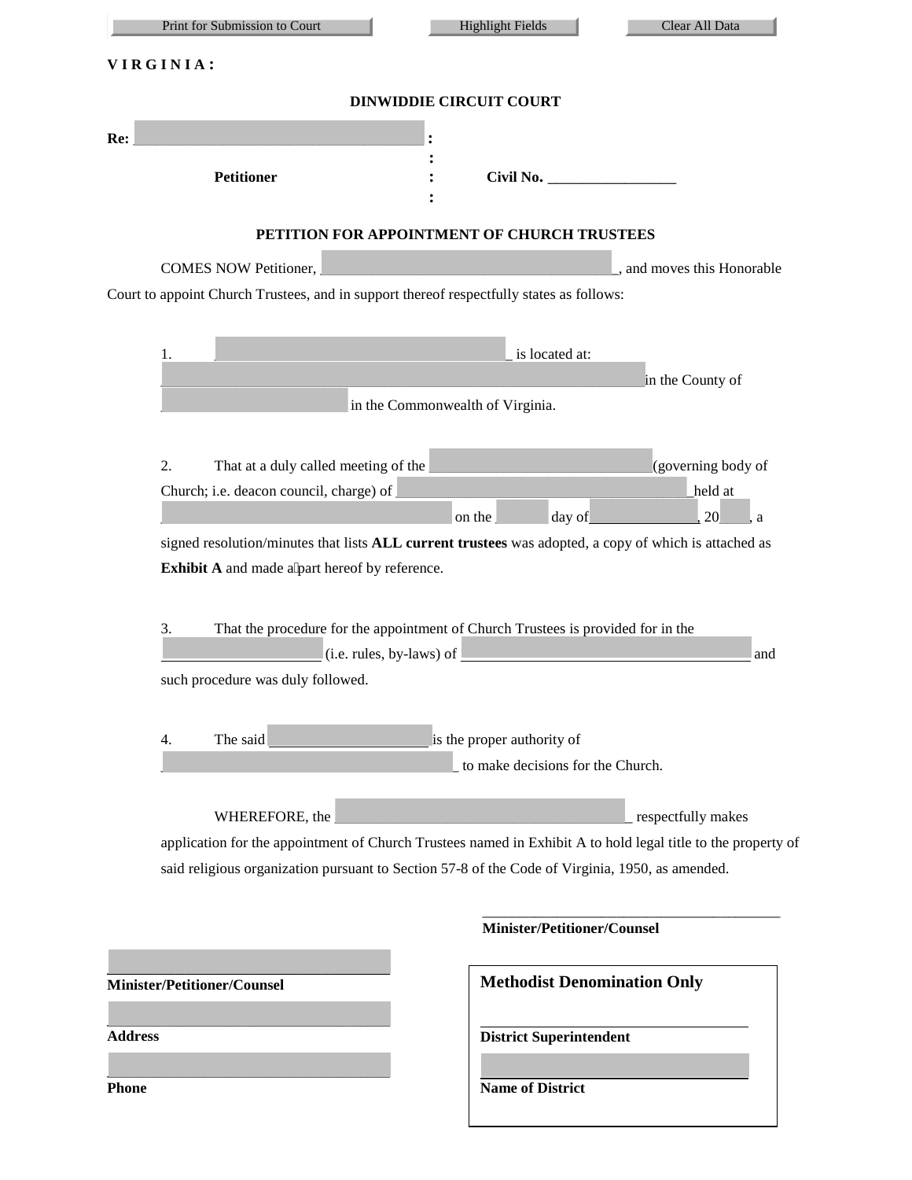Print for Submission to Court | Highlight Fields | Clear All Data

**V I R G I N I A :**

**DINWIDDIE CIRCUIT COURT**

**Re:** ________________________________________ :
:
**Petitioner** : **Civil No.** _________________
:

**PETITION FOR APPOINTMENT OF CHURCH TRUSTEES**

COMES NOW Petitioner, ________________________________________, and moves this Honorable Court to appoint Church Trustees, and in support thereof respectfully states as follows:

1. ________________________________________ is located at: ________________________________________ in the County of ________________________ in the Commonwealth of Virginia.

2. That at a duly called meeting of the ______________________________ (governing body of Church; i.e. deacon council, charge) of ________________________________________ held at ________________________________________ on the ______ day of _______________, 20____, a signed resolution/minutes that lists **ALL current trustees** was adopted, a copy of which is attached as **Exhibit A** and made a part hereof by reference.

3. That the procedure for the appointment of Church Trustees is provided for in the ______________________ (i.e. rules, by-laws) of ________________________________________ and such procedure was duly followed.

4. The said ______________________ is the proper authority of ________________________________________ to make decisions for the Church.

WHEREFORE, the ________________________________________ respectfully makes application for the appointment of Church Trustees named in Exhibit A to hold legal title to the property of said religious organization pursuant to Section 57-8 of the Code of Virginia, 1950, as amended.

________________________________________
**Minister/Petitioner/Counsel**

________________________________________
**Minister/Petitioner/Counsel**

________________________________________
**Address**

________________________________________
**Phone**

**Methodist Denomination Only**

________________________________________
**District Superintendent**

________________________________________
**Name of District**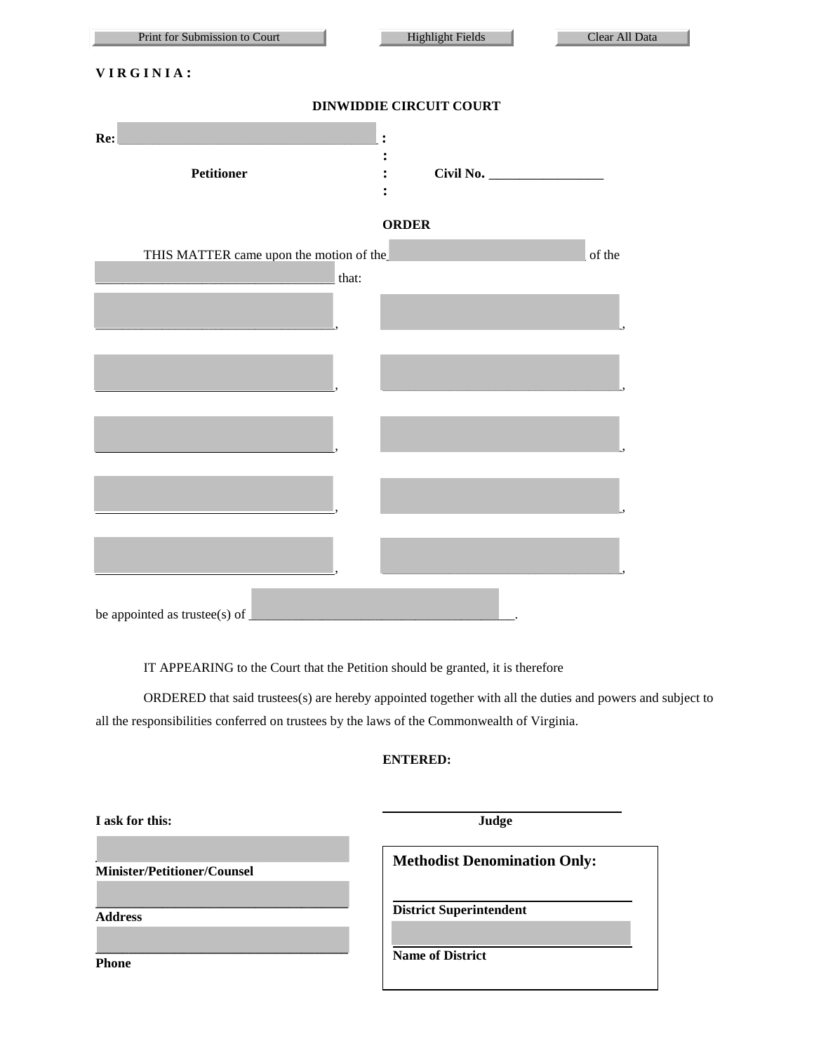Print for Submission to Court | Highlight Fields | Clear All Data

**V I R G I N I A :**

**DINWIDDIE CIRCUIT COURT**

**Re:** ___________________________________ :
:
**Petitioner** :  **Civil No.** _________________
:

**ORDER**

THIS MATTER came upon the motion of the ______________________________ of the ___________________________________ that:

___________________________________, ___________________________________,

___________________________________, ___________________________________,

___________________________________, ___________________________________,

___________________________________, ___________________________________,

___________________________________, ___________________________________,

be appointed as trustee(s) of _______________________________________.

IT APPEARING to the Court that the Petition should be granted, it is therefore

ORDERED that said trustees(s) are hereby appointed together with all the duties and powers and subject to all the responsibilities conferred on trustees by the laws of the Commonwealth of Virginia.

**ENTERED:**

___________________________________
**Judge**

**I ask for this:**

___________________________________
**Minister/Petitioner/Counsel**

___________________________________
**Address**

___________________________________
**Phone**

**Methodist Denomination Only:**

___________________________________
**District Superintendent**

___________________________________
**Name of District**